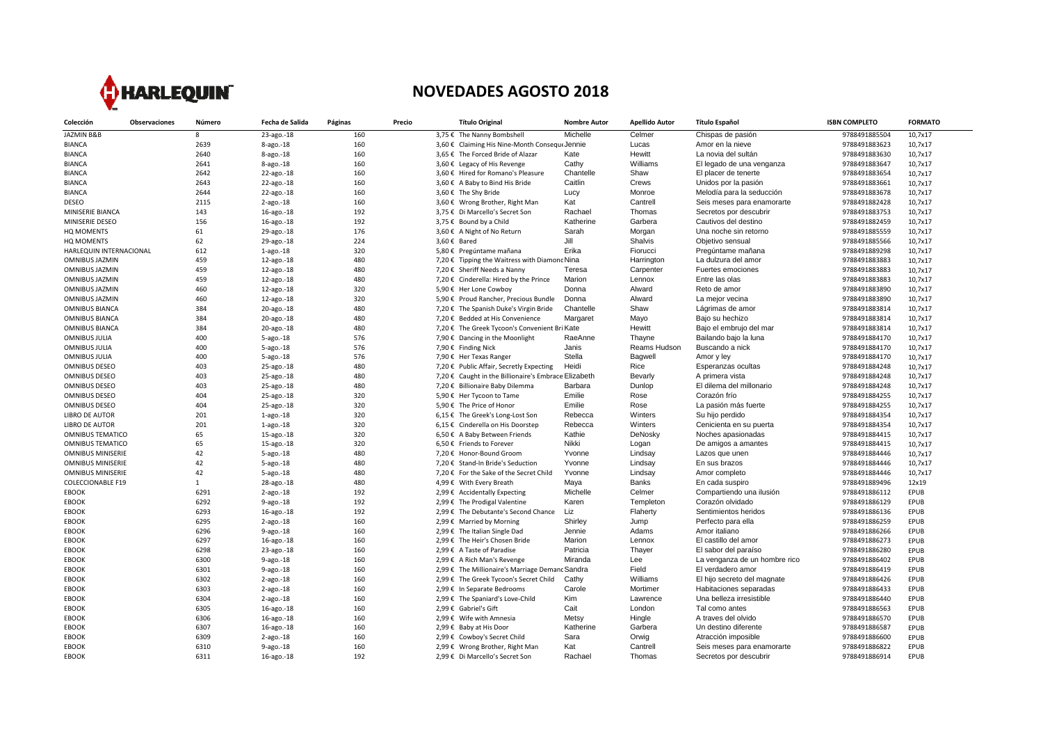HARLEQUIN

# NOVEDADES AGOSTO 2018

| Colección | Observaciones | Número | Fecha de Salida | Páginas | Precio | Título Original | Nombre Autor | Apellido Autor | Título Español | ISBN COMPLETO | FORMATO |
|---|---|---|---|---|---|---|---|---|---|---|---|
| JAZMIN B&B | | 8 | 23-ago.-18 | 160 | 3,75 € | The Nanny Bombshell | Michelle | Celmer | Chispas de pasión | 9788491885504 | 10,7x17 |
| BIANCA | | 2639 | 8-ago.-18 | 160 | 3,60 € | Claiming His Nine-Month Conseque | Jennie | Lucas | Amor en la nieve | 9788491883623 | 10,7x17 |
| BIANCA | | 2640 | 8-ago.-18 | 160 | 3,65 € | The Forced Bride of Alazar | Kate | Hewitt | La novia del sultán | 9788491883630 | 10,7x17 |
| BIANCA | | 2641 | 8-ago.-18 | 160 | 3,60 € | Legacy of His Revenge | Cathy | Williams | El legado de una venganza | 9788491883647 | 10,7x17 |
| BIANCA | | 2642 | 22-ago.-18 | 160 | 3,60 € | Hired for Romano's Pleasure | Chantelle | Shaw | El placer de tenerte | 9788491883654 | 10,7x17 |
| BIANCA | | 2643 | 22-ago.-18 | 160 | 3,60 € | A Baby to Bind His Bride | Caitlin | Crews | Unidos por la pasión | 9788491883661 | 10,7x17 |
| BIANCA | | 2644 | 22-ago.-18 | 160 | 3,60 € | The Shy Bride | Lucy | Monroe | Melodía para la seducción | 9788491883678 | 10,7x17 |
| DESEO | | 2115 | 2-ago.-18 | 160 | 3,60 € | Wrong Brother, Right Man | Kat | Cantrell | Seis meses para enamorarte | 9788491882428 | 10,7x17 |
| MINISERIE BIANCA | | 143 | 16-ago.-18 | 192 | 3,75 € | Di Marcello's Secret Son | Rachael | Thomas | Secretos por descubrir | 9788491883753 | 10,7x17 |
| MINISERIE DESEO | | 156 | 16-ago.-18 | 192 | 3,75 € | Bound by a Child | Katherine | Garbera | Cautivos del destino | 9788491882459 | 10,7x17 |
| HQ MOMENTS | | 61 | 29-ago.-18 | 176 | 3,60 € | A Night of No Return | Sarah | Morgan | Una noche sin retorno | 9788491885559 | 10,7x17 |
| HQ MOMENTS | | 62 | 29-ago.-18 | 224 | 3,60 € | Bared | Jill | Shalvis | Objetivo sensual | 9788491885566 | 10,7x17 |
| HARLEQUIN INTERNACIONAL | | 612 | 1-ago.-18 | 320 | 5,80 € | Pregúntame mañana | Erika | Fiorucci | Pregúntame mañana | 9788491889298 | 10,7x17 |
| OMNIBUS JAZMIN | | 459 | 12-ago.-18 | 480 | 7,20 € | Tipping the Waitress with Diamonc | Nina | Harrington | La dulzura del amor | 9788491883883 | 10,7x17 |
| OMNIBUS JAZMIN | | 459 | 12-ago.-18 | 480 | 7,20 € | Sheriff Needs a Nanny | Teresa | Carpenter | Fuertes emociones | 9788491883883 | 10,7x17 |
| OMNIBUS JAZMIN | | 459 | 12-ago.-18 | 480 | 7,20 € | Cinderella: Hired by the Prince | Marion | Lennox | Entre las olas | 9788491883883 | 10,7x17 |
| OMNIBUS JAZMIN | | 460 | 12-ago.-18 | 320 | 5,90 € | Her Lone Cowboy | Donna | Alward | Reto de amor | 9788491883890 | 10,7x17 |
| OMNIBUS JAZMIN | | 460 | 12-ago.-18 | 320 | 5,90 € | Proud Rancher, Precious Bundle | Donna | Alward | La mejor vecina | 9788491883890 | 10,7x17 |
| OMNIBUS BIANCA | | 384 | 20-ago.-18 | 480 | 7,20 € | The Spanish Duke's Virgin Bride | Chantelle | Shaw | Lágrimas de amor | 9788491883814 | 10,7x17 |
| OMNIBUS BIANCA | | 384 | 20-ago.-18 | 480 | 7,20 € | Bedded at His Convenience | Margaret | Mayo | Bajo su hechizo | 9788491883814 | 10,7x17 |
| OMNIBUS BIANCA | | 384 | 20-ago.-18 | 480 | 7,20 € | The Greek Tycoon's Convenient Bri | Kate | Hewitt | Bajo el embrujo del mar | 9788491883814 | 10,7x17 |
| OMNIBUS JULIA | | 400 | 5-ago.-18 | 576 | 7,90 € | Dancing in the Moonlight | RaeAnne | Thayne | Bailando bajo la luna | 9788491884170 | 10,7x17 |
| OMNIBUS JULIA | | 400 | 5-ago.-18 | 576 | 7,90 € | Finding Nick | Janis | Reams Hudson | Buscando a nick | 9788491884170 | 10,7x17 |
| OMNIBUS JULIA | | 400 | 5-ago.-18 | 576 | 7,90 € | Her Texas Ranger | Stella | Bagwell | Amor y ley | 9788491884170 | 10,7x17 |
| OMNIBUS DESEO | | 403 | 25-ago.-18 | 480 | 7,20 € | Public Affair, Secretly Expecting | Heidi | Rice | Esperanzas ocultas | 9788491884248 | 10,7x17 |
| OMNIBUS DESEO | | 403 | 25-ago.-18 | 480 | 7,20 € | Caught in the Billionaire's Embrace | Elizabeth | Bevarly | A primera vista | 9788491884248 | 10,7x17 |
| OMNIBUS DESEO | | 403 | 25-ago.-18 | 480 | 7,20 € | Billionaire Baby Dilemma | Barbara | Dunlop | El dilema del millonario | 9788491884248 | 10,7x17 |
| OMNIBUS DESEO | | 404 | 25-ago.-18 | 320 | 5,90 € | Her Tycoon to Tame | Emilie | Rose | Corazón frío | 9788491884255 | 10,7x17 |
| OMNIBUS DESEO | | 404 | 25-ago.-18 | 320 | 5,90 € | The Price of Honor | Emilie | Rose | La pasión más fuerte | 9788491884255 | 10,7x17 |
| LIBRO DE AUTOR | | 201 | 1-ago.-18 | 320 | 6,15 € | The Greek's Long-Lost Son | Rebecca | Winters | Su hijo perdido | 9788491884354 | 10,7x17 |
| LIBRO DE AUTOR | | 201 | 1-ago.-18 | 320 | 6,15 € | Cinderella on His Doorstep | Rebecca | Winters | Cenicienta en su puerta | 9788491884354 | 10,7x17 |
| OMNIBUS TEMATICO | | 65 | 15-ago.-18 | 320 | 6,50 € | A Baby Between Friends | Kathie | DeNosky | Noches apasionadas | 9788491884415 | 10,7x17 |
| OMNIBUS TEMATICO | | 65 | 15-ago.-18 | 320 | 6,50 € | Friends to Forever | Nikki | Logan | De amigos a amantes | 9788491884415 | 10,7x17 |
| OMNIBUS MINISERIE | | 42 | 5-ago.-18 | 480 | 7,20 € | Honor-Bound Groom | Yvonne | Lindsay | Lazos que unen | 9788491884446 | 10,7x17 |
| OMNIBUS MINISERIE | | 42 | 5-ago.-18 | 480 | 7,20 € | Stand-In Bride's Seduction | Yvonne | Lindsay | En sus brazos | 9788491884446 | 10,7x17 |
| OMNIBUS MINISERIE | | 42 | 5-ago.-18 | 480 | 7,20 € | For the Sake of the Secret Child | Yvonne | Lindsay | Amor completo | 9788491884446 | 10,7x17 |
| COLECCIONABLE F19 | | 1 | 28-ago.-18 | 480 | 4,99 € | With Every Breath | Maya | Banks | En cada suspiro | 9788491889496 | 12x19 |
| EBOOK | | 6291 | 2-ago.-18 | 192 | 2,99 € | Accidentally Expecting | Michelle | Celmer | Compartiendo una ilusión | 9788491886112 | EPUB |
| EBOOK | | 6292 | 9-ago.-18 | 192 | 2,99 € | The Prodigal Valentine | Karen | Templeton | Corazón olvidado | 9788491886129 | EPUB |
| EBOOK | | 6293 | 16-ago.-18 | 192 | 2,99 € | The Debutante's Second Chance | Liz | Flaherty | Sentimientos heridos | 9788491886136 | EPUB |
| EBOOK | | 6295 | 2-ago.-18 | 160 | 2,99 € | Married by Morning | Shirley | Jump | Perfecto para ella | 9788491886259 | EPUB |
| EBOOK | | 6296 | 9-ago.-18 | 160 | 2,99 € | The Italian Single Dad | Jennie | Adams | Amor italiano | 9788491886266 | EPUB |
| EBOOK | | 6297 | 16-ago.-18 | 160 | 2,99 € | The Heir's Chosen Bride | Marion | Lennox | El castillo del amor | 9788491886273 | EPUB |
| EBOOK | | 6298 | 23-ago.-18 | 160 | 2,99 € | A Taste of Paradise | Patricia | Thayer | El sabor del paraíso | 9788491886280 | EPUB |
| EBOOK | | 6300 | 9-ago.-18 | 160 | 2,99 € | A Rich Man's Revenge | Miranda | Lee | La venganza de un hombre rico | 9788491886402 | EPUB |
| EBOOK | | 6301 | 9-ago.-18 | 160 | 2,99 € | The Millionaire's Marriage Demand | Sandra | Field | El verdadero amor | 9788491886419 | EPUB |
| EBOOK | | 6302 | 2-ago.-18 | 160 | 2,99 € | The Greek Tycoon's Secret Child | Cathy | Williams | El hijo secreto del magnate | 9788491886426 | EPUB |
| EBOOK | | 6303 | 2-ago.-18 | 160 | 2,99 € | In Separate Bedrooms | Carole | Mortimer | Habitaciones separadas | 9788491886433 | EPUB |
| EBOOK | | 6304 | 2-ago.-18 | 160 | 2,99 € | The Spaniard's Love-Child | Kim | Lawrence | Una belleza irresistible | 9788491886440 | EPUB |
| EBOOK | | 6305 | 16-ago.-18 | 160 | 2,99 € | Gabriel's Gift | Cait | London | Tal como antes | 9788491886563 | EPUB |
| EBOOK | | 6306 | 16-ago.-18 | 160 | 2,99 € | Wife with Amnesia | Metsy | Hingle | A traves del olvido | 9788491886570 | EPUB |
| EBOOK | | 6307 | 16-ago.-18 | 160 | 2,99 € | Baby at His Door | Katherine | Garbera | Un destino diferente | 9788491886587 | EPUB |
| EBOOK | | 6309 | 2-ago.-18 | 160 | 2,99 € | Cowboy's Secret Child | Sara | Orwig | Atracción imposible | 9788491886600 | EPUB |
| EBOOK | | 6310 | 9-ago.-18 | 160 | 2,99 € | Wrong Brother, Right Man | Kat | Cantrell | Seis meses para enamorarte | 9788491886822 | EPUB |
| EBOOK | | 6311 | 16-ago.-18 | 192 | 2,99 € | Di Marcello's Secret Son | Rachael | Thomas | Secretos por descubrir | 9788491886914 | EPUB |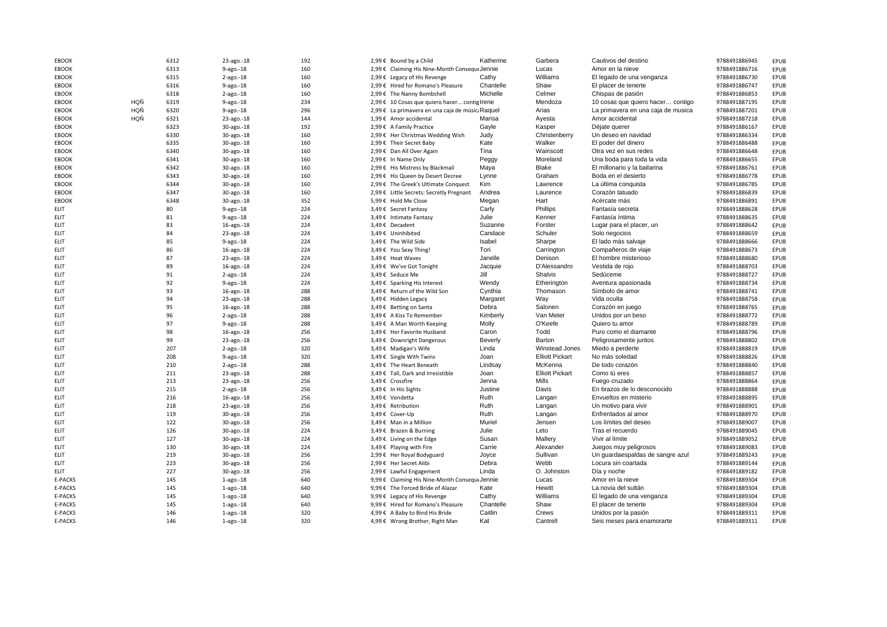| | | | | | | | | | | | |
|---|---|---|---|---|---|---|---|---|---|---|---|
| EBOOK | | 6312 | 23-ago.-18 | 192 | 2,99 € | Bound by a Child | Katherine | Garbera | Cautivos del destino | 9788491886945 | EPUB |
| EBOOK | | 6313 | 9-ago.-18 | 160 | 2,99 € | Claiming His Nine-Month Conseque | Jennie | Lucas | Amor en la nieve | 9788491886716 | EPUB |
| EBOOK | | 6315 | 2-ago.-18 | 160 | 2,99 € | Legacy of His Revenge | Cathy | Williams | El legado de una venganza | 9788491886730 | EPUB |
| EBOOK | | 6316 | 9-ago.-18 | 160 | 2,99 € | Hired for Romano's Pleasure | Chantelle | Shaw | El placer de tenerte | 9788491886747 | EPUB |
| EBOOK | | 6318 | 2-ago.-18 | 160 | 2,99 € | The Nanny Bombshell | Michelle | Celmer | Chispas de pasión | 9788491886853 | EPUB |
| EBOOK | HQÑ | 6319 | 9-ago.-18 | 234 | 2,99 € | 10 Cosas que quiero hacer… contig | Irene | Mendoza | 10 cosas que quiero hacer… contigo | 9788491887195 | EPUB |
| EBOOK | HQÑ | 6320 | 9-ago.-18 | 296 | 2,99 € | La primavera en una caja de músic | Raquel | Arias | La primavera en una caja de musica | 9788491887201 | EPUB |
| EBOOK | HQÑ | 6321 | 23-ago.-18 | 144 | 1,99 € | Amor accidental | Marisa | Ayesta | Amor accidental | 9788491887218 | EPUB |
| EBOOK | | 6323 | 30-ago.-18 | 192 | 2,99 € | A Family Practice | Gayle | Kasper | Déjate querer | 9788491886167 | EPUB |
| EBOOK | | 6330 | 30-ago.-18 | 160 | 2,99 € | Her Christmas Wedding Wish | Judy | Christenberry | Un deseo en navidad | 9788491886334 | EPUB |
| EBOOK | | 6335 | 30-ago.-18 | 160 | 2,99 € | Their Secret Baby | Kate | Walker | El poder del dinero | 9788491886488 | EPUB |
| EBOOK | | 6340 | 30-ago.-18 | 160 | 2,99 € | Dan All Over Again | Tina | Wainscott | Otra vez en sus redes | 9788491886648 | EPUB |
| EBOOK | | 6341 | 30-ago.-18 | 160 | 2,99 € | In Name Only | Peggy | Moreland | Una boda para toda la vida | 9788491886655 | EPUB |
| EBOOK | | 6342 | 30-ago.-18 | 160 | 2,99 € | His Mistress by Blackmail | Maya | Blake | El millonario y la bailarina | 9788491886761 | EPUB |
| EBOOK | | 6343 | 30-ago.-18 | 160 | 2,99 € | His Queen by Desert Decree | Lynne | Graham | Boda en el desierto | 9788491886778 | EPUB |
| EBOOK | | 6344 | 30-ago.-18 | 160 | 2,99 € | The Greek's Ultimate Conquest | Kim | Lawrence | La última conquista | 9788491886785 | EPUB |
| EBOOK | | 6347 | 30-ago.-18 | 160 | 2,99 € | Little Secrets: Secretly Pregnant | Andrea | Laurence | Corazón tatuado | 9788491886839 | EPUB |
| EBOOK | | 6348 | 30-ago.-18 | 352 | 5,99 € | Hold Me Close | Megan | Hart | Acércate más | 9788491886891 | EPUB |
| ELIT | | 80 | 9-ago.-18 | 224 | 3,49 € | Secret Fantasy | Carly | Phillips | Fantasía secreta | 9788491888628 | EPUB |
| ELIT | | 81 | 9-ago.-18 | 224 | 3,49 € | Intimate Fantasy | Julie | Kenner | Fantasía íntima | 9788491888635 | EPUB |
| ELIT | | 83 | 16-ago.-18 | 224 | 3,49 € | Decadent | Suzanne | Forster | Lugar para el placer, un | 9788491888642 | EPUB |
| ELIT | | 84 | 23-ago.-18 | 224 | 3,49 € | Uninhibited | Candace | Schuler | Solo negocios | 9788491888659 | EPUB |
| ELIT | | 85 | 9-ago.-18 | 224 | 3,49 € | The Wild Side | Isabel | Sharpe | El lado más salvaje | 9788491888666 | EPUB |
| ELIT | | 86 | 16-ago.-18 | 224 | 3,49 € | You Sexy Thing! | Tori | Carrington | Compañeros de viaje | 9788491888673 | EPUB |
| ELIT | | 87 | 23-ago.-18 | 224 | 3,49 € | Heat Waves | Janelle | Denison | El hombre misterioso | 9788491888680 | EPUB |
| ELIT | | 89 | 16-ago.-18 | 224 | 3,49 € | We've Got Tonight | Jacquie | D'Alessandro | Vestida de rojo | 9788491888703 | EPUB |
| ELIT | | 91 | 2-ago.-18 | 224 | 3,49 € | Seduce Me | Jill | Shalvis | Sedúceme | 9788491888727 | EPUB |
| ELIT | | 92 | 9-ago.-18 | 224 | 3,49 € | Sparking His Interest | Wendy | Etherington | Aventura apasionada | 9788491888734 | EPUB |
| ELIT | | 93 | 16-ago.-18 | 288 | 3,49 € | Return of the Wild Son | Cynthia | Thomason | Símbolo de amor | 9788491888741 | EPUB |
| ELIT | | 94 | 23-ago.-18 | 288 | 3,49 € | Hidden Legacy | Margaret | Way | Vida oculta | 9788491888758 | EPUB |
| ELIT | | 95 | 16-ago.-18 | 288 | 3,49 € | Betting on Santa | Debra | Salonen | Corazón en juego | 9788491888765 | EPUB |
| ELIT | | 96 | 2-ago.-18 | 288 | 3,49 € | A Kiss To Remember | Kimberly | Van Meter | Unidos por un beso | 9788491888772 | EPUB |
| ELIT | | 97 | 9-ago.-18 | 288 | 3,49 € | A Man Worth Keeping | Molly | O'Keefe | Quiero tu amor | 9788491888789 | EPUB |
| ELIT | | 98 | 16-ago.-18 | 256 | 3,49 € | Her Favorite Husband | Caron | Todd | Puro como el diamante | 9788491888796 | EPUB |
| ELIT | | 99 | 23-ago.-18 | 256 | 3,49 € | Downright Dangerous | Beverly | Barton | Peligrosamente juntos | 9788491888802 | EPUB |
| ELIT | | 207 | 2-ago.-18 | 320 | 3,49 € | Madigan's Wife | Linda | Winstead Jones | Miedo a perderte | 9788491888819 | EPUB |
| ELIT | | 208 | 9-ago.-18 | 320 | 3,49 € | Single With Twins | Joan | Elliott Pickart | No más soledad | 9788491888826 | EPUB |
| ELIT | | 210 | 2-ago.-18 | 288 | 3,49 € | The Heart Beneath | Lindsay | McKenna | De todo corazón | 9788491888840 | EPUB |
| ELIT | | 211 | 23-ago.-18 | 288 | 3,49 € | Tall, Dark and Irresistible | Joan | Elliott Pickart | Como tú eres | 9788491888857 | EPUB |
| ELIT | | 213 | 23-ago.-18 | 256 | 3,49 € | Crossfire | Jenna | Mills | Fuego cruzado | 9788491888864 | EPUB |
| ELIT | | 215 | 2-ago.-18 | 256 | 3,49 € | In His Sights | Justine | Davis | En brazos de lo desconocido | 9788491888888 | EPUB |
| ELIT | | 216 | 16-ago.-18 | 256 | 3,49 € | Vendetta | Ruth | Langan | Envueltos en misterio | 9788491888895 | EPUB |
| ELIT | | 218 | 23-ago.-18 | 256 | 3,49 € | Retribution | Ruth | Langan | Un motivo para vivir | 9788491888901 | EPUB |
| ELIT | | 119 | 30-ago.-18 | 256 | 3,49 € | Cover-Up | Ruth | Langan | Enfrentados al amor | 9788491888970 | EPUB |
| ELIT | | 122 | 30-ago.-18 | 256 | 3,49 € | Man in a Million | Muriel | Jensen | Los límites del deseo | 9788491889007 | EPUB |
| ELIT | | 126 | 30-ago.-18 | 224 | 3,49 € | Brazen & Burning | Julie | Leto | Tras el recuerdo | 9788491889045 | EPUB |
| ELIT | | 127 | 30-ago.-18 | 224 | 3,49 € | Living on the Edge | Susan | Mallery | Vivir al límite | 9788491889052 | EPUB |
| ELIT | | 130 | 30-ago.-18 | 224 | 3,49 € | Playing with Fire | Carrie | Alexander | Juegos muy peligrosos | 9788491889083 | EPUB |
| ELIT | | 219 | 30-ago.-18 | 256 | 2,99 € | Her Royal Bodyguard | Joyce | Sullivan | Un guardaespaldas de sangre azul | 9788491889243 | EPUB |
| ELIT | | 223 | 30-ago.-18 | 256 | 2,99 € | Her Secret Alibi | Debra | Webb | Locura sin coartada | 9788491889144 | EPUB |
| ELIT | | 227 | 30-ago.-18 | 256 | 2,99 € | Lawful Engagement | Linda | O. Johnston | Día y noche | 9788491889182 | EPUB |
| E-PACKS | | 145 | 1-ago.-18 | 640 | 9,99 € | Claiming His Nine-Month Conseque | Jennie | Lucas | Amor en la nieve | 9788491889304 | EPUB |
| E-PACKS | | 145 | 1-ago.-18 | 640 | 9,99 € | The Forced Bride of Alazar | Kate | Hewitt | La novia del sultán | 9788491889304 | EPUB |
| E-PACKS | | 145 | 1-ago.-18 | 640 | 9,99 € | Legacy of His Revenge | Cathy | Williams | El legado de una venganza | 9788491889304 | EPUB |
| E-PACKS | | 145 | 1-ago.-18 | 640 | 9,99 € | Hired for Romano's Pleasure | Chantelle | Shaw | El placer de tenerte | 9788491889304 | EPUB |
| E-PACKS | | 146 | 1-ago.-18 | 320 | 4,99 € | A Baby to Bind His Bride | Caitlin | Crews | Unidos por la pasión | 9788491889311 | EPUB |
| E-PACKS | | 146 | 1-ago.-18 | 320 | 4,99 € | Wrong Brother, Right Man | Kat | Cantrell | Seis meses para enamorarte | 9788491889311 | EPUB |